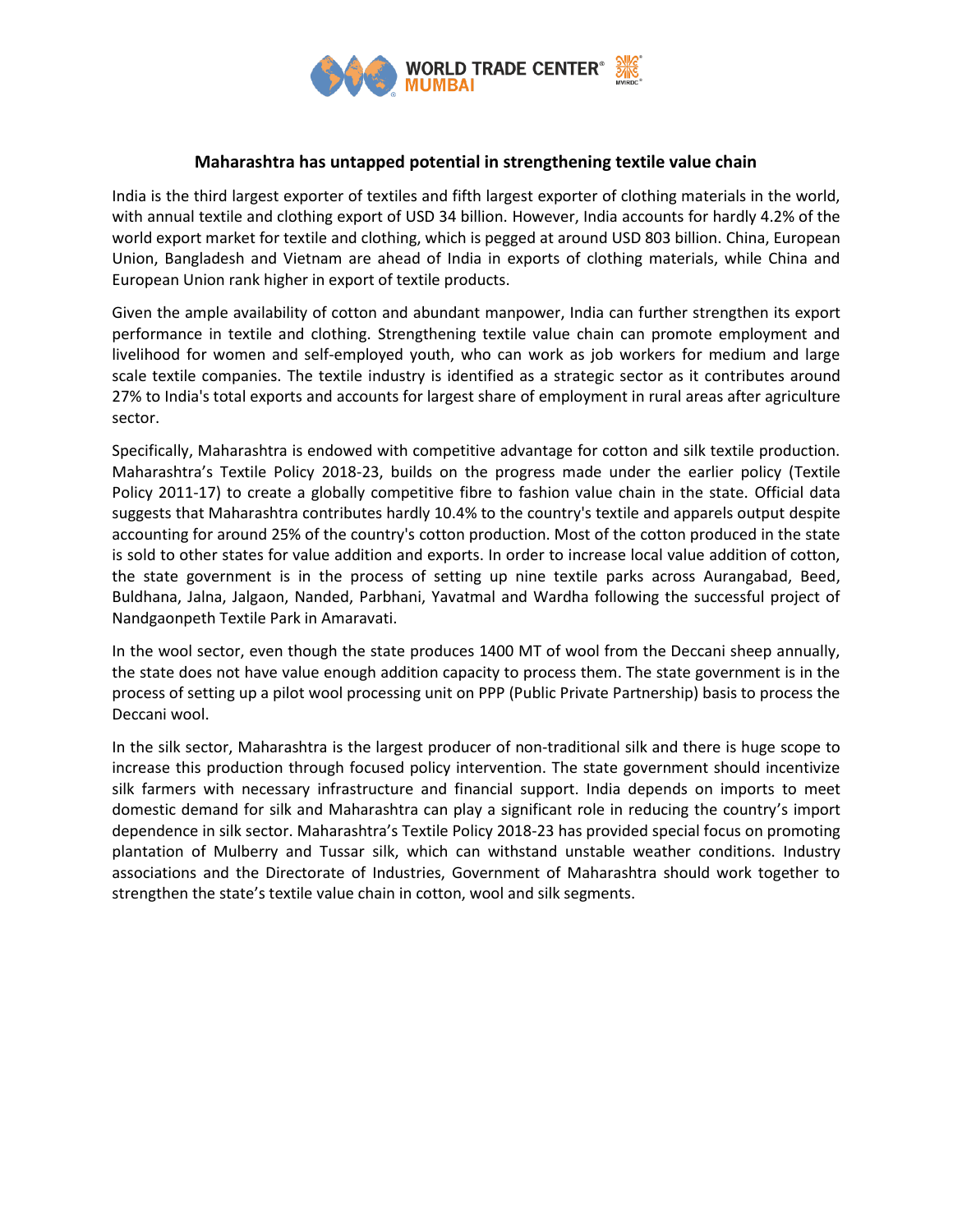## Maharashtra has untapped potential in strengthening textile value chain

India is the third largest exporter of textiles and fifth largest exporter of clothing materials in the world, with annual textile and clothing export of USD 34 billion. However, India accounts for hardly 4.2% of the world export market for textile and clothing, which is pegged at around USD 803 billion. China, European Union, Bangladesh and Vietnam are ahead of India in exports of clothing materials, while China and European Union rank higher in export of textile products.

Given the ample availability of cotton and abundant manpower, India can further strengthen its export performance in textile and clothing. Strengthening textile value chain can promote employment and livelihood for women and self-employed youth, who can work as job workers for medium and large scale textile companies. The textile industry is identified as a strategic sector as it contributes around 27% to India's total exports and accounts for largest share of employment in rural areas after agriculture sector.

Specifically, Maharashtra is endowed with competitive advantage for cotton and silk textile production. Maharashtra's Textile Policy 2018-23, builds on the progress made under the earlier policy (Textile Policy 2011-17) to create a globally competitive fibre to fashion value chain in the state. Official data suggests that Maharashtra contributes hardly 10.4% to the country's textile and apparels output despite accounting for around 25% of the country's cotton production. Most of the cotton produced in the state is sold to other states for value addition and exports. In order to increase local value addition of cotton, the state government is in the process of setting up nine textile parks across Aurangabad, Beed, Buldhana, Jalna, Jalgaon, Nanded, Parbhani, Yavatmal and Wardha following the successful project of Nandgaonpeth Textile Park in Amaravati.

In the wool sector, even though the state produces 1400 MT of wool from the Deccani sheep annually, the state does not have value enough addition capacity to process them. The state government is in the process of setting up a pilot wool processing unit on PPP (Public Private Partnership) basis to process the Deccani wool.

In the silk sector, Maharashtra is the largest producer of non-traditional silk and there is huge scope to increase this production through focused policy intervention. The state government should incentivize silk farmers with necessary infrastructure and financial support. India depends on imports to meet domestic demand for silk and Maharashtra can play a significant role in reducing the country's import dependence in silk sector. Maharashtra's Textile Policy 2018-23 has provided special focus on promoting plantation of Mulberry and Tussar silk, which can withstand unstable weather conditions. Industry associations and the Directorate of Industries, Government of Maharashtra should work together to strengthen the state's textile value chain in cotton, wool and silk segments.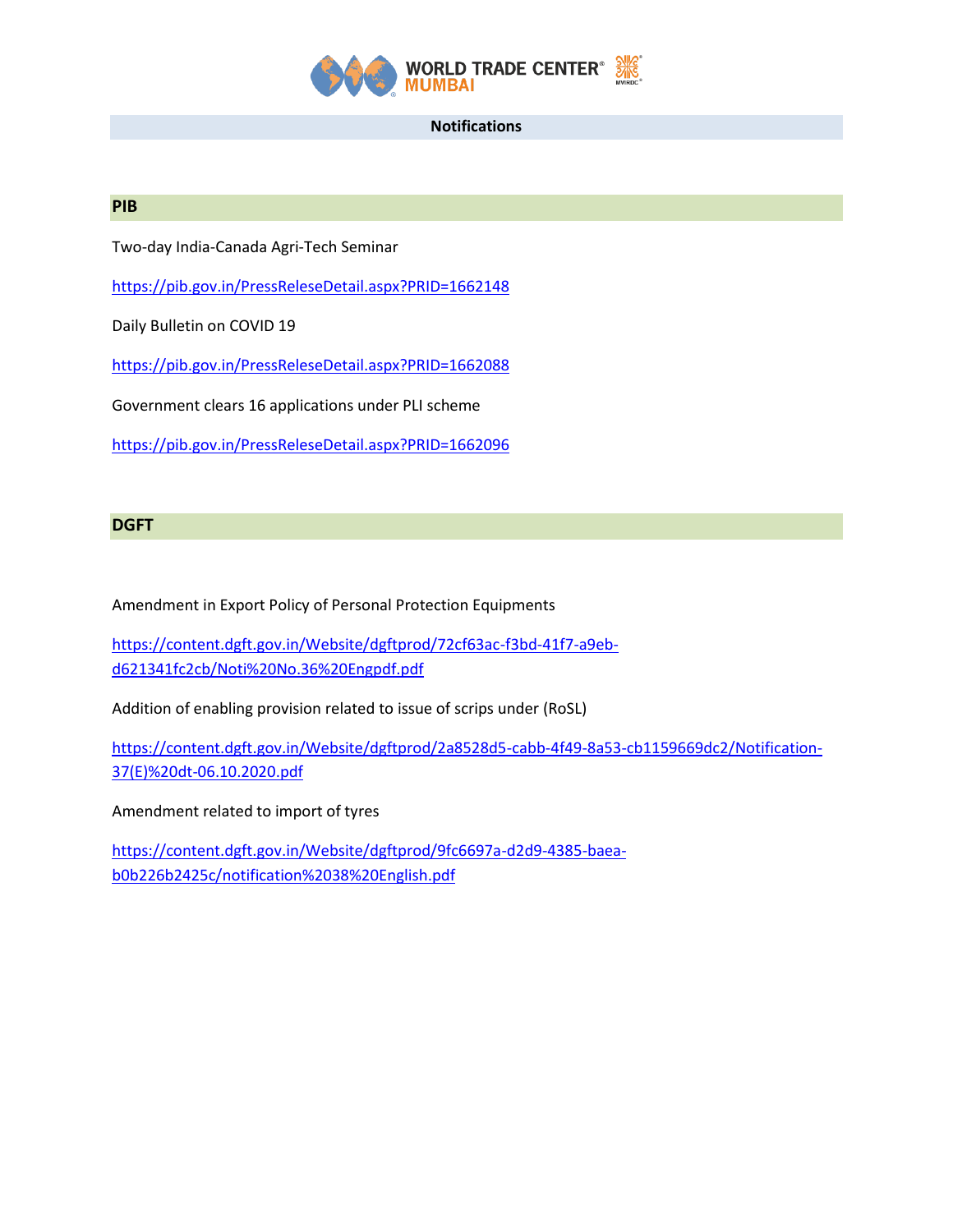## Notifications

### PIB

Two-day India-Canada Agri-Tech Seminar

https://pib.gov.in/PressReleseDetail.aspx?PRID=1662148

Daily Bulletin on COVID 19

https://pib.gov.in/PressReleseDetail.aspx?PRID=1662088

Government clears 16 applications under PLI scheme

https://pib.gov.in/PressReleseDetail.aspx?PRID=1662096

### DGFT

Amendment in Export Policy of Personal Protection Equipments

https://content.dgft.gov.in/Website/dgftprod/72cf63ac-f3bd-41f7-a9eb-d621341fc2cb/Noti%20No.36%20Engpdf.pdf

Addition of enabling provision related to issue of scrips under (RoSL)

https://content.dgft.gov.in/Website/dgftprod/2a8528d5-cabb-4f49-8a53-cb1159669dc2/Notification-37(E)%20dt-06.10.2020.pdf

Amendment related to import of tyres

https://content.dgft.gov.in/Website/dgftprod/9fc6697a-d2d9-4385-baea-b0b226b2425c/notification%2038%20English.pdf